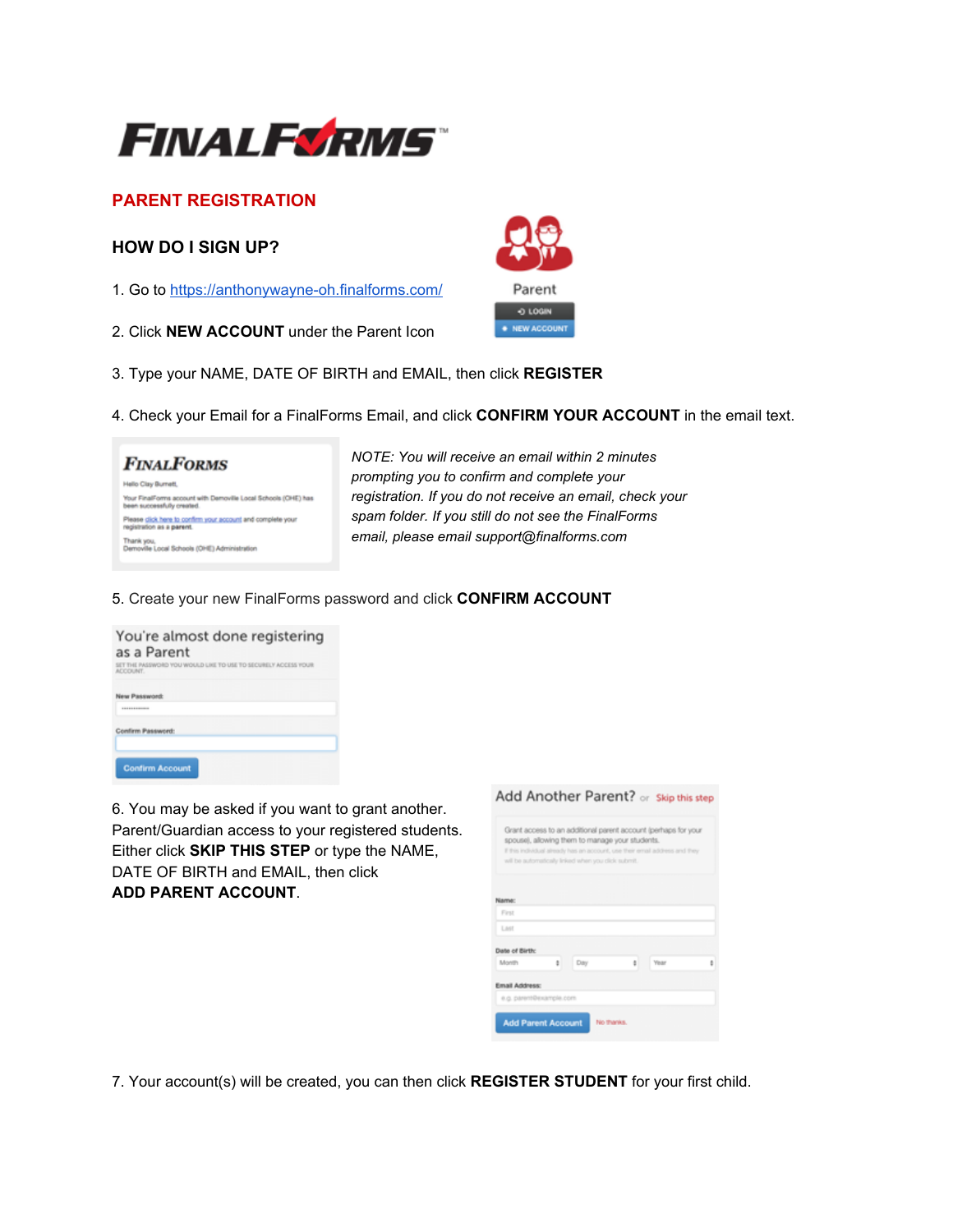# FINALFORMS

## PARENT REGISTRATION

### HOW DO I SIGN UP?

1. Go to https://anthonywayne-oh.finalforms.com/

2. Click **NEW ACCOUNT** under the Parent Icon

3. Type your NAME, DATE OF BIRTH and EMAIL, then click **REGISTER**

4. Check your Email for a FinalForms Email, and click **CONFIRM YOUR ACCOUNT** in the email text.

*NOTE: You will receive an email within 2 minutes prompting you to confirm and complete your registration. If you do not receive an email, check your spam folder. If you still do not see the FinalForms email, please email support@finalforms.com*

5. Create your new FinalForms password and click **CONFIRM ACCOUNT**

6. You may be asked if you want to grant another. Parent/Guardian access to your registered students. Either click **SKIP THIS STEP** or type the NAME, DATE OF BIRTH and EMAIL, then click **ADD PARENT ACCOUNT**.

7. Your account(s) will be created, you can then click **REGISTER STUDENT** for your first child.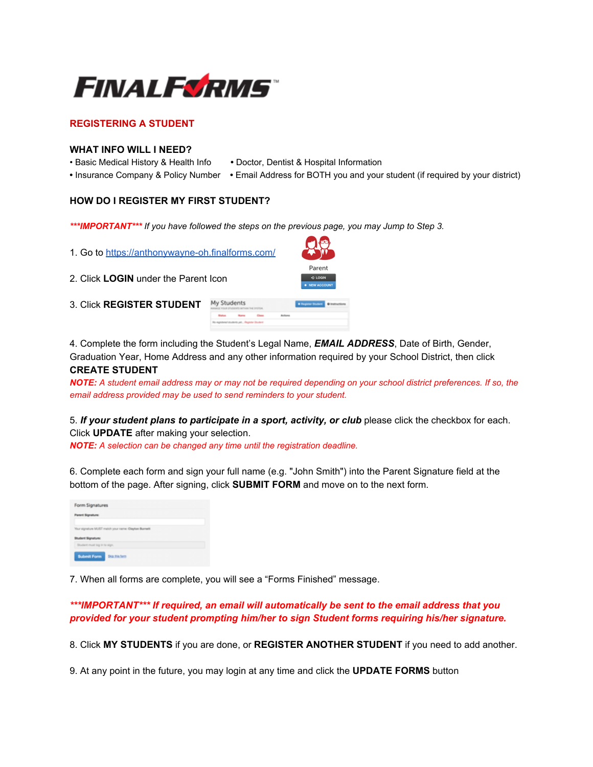# FINALFORMS™

## REGISTERING A STUDENT

### WHAT INFO WILL I NEED?

- Basic Medical History & Health Info
- Doctor, Dentist & Hospital Information
- Insurance Company & Policy Number
- Email Address for BOTH you and your student (if required by your district)

### HOW DO I REGISTER MY FIRST STUDENT?

***\*\*\*IMPORTANT\*\*\**** *If you have followed the steps on the previous page, you may Jump to Step 3.*

1. Go to https://anthonywayne-oh.finalforms.com/

2. Click **LOGIN** under the Parent Icon

3. Click **REGISTER STUDENT**

4. Complete the form including the Student's Legal Name, ***EMAIL ADDRESS***, Date of Birth, Gender, Graduation Year, Home Address and any other information required by your School District, then click **CREATE STUDENT**
   ***NOTE:*** *A student email address may or may not be required depending on your school district preferences. If so, the email address provided may be used to send reminders to your student.*

5. ***If your student plans to participate in a sport, activity, or club*** please click the checkbox for each. Click **UPDATE** after making your selection.
   ***NOTE:*** *A selection can be changed any time until the registration deadline.*

6. Complete each form and sign your full name (e.g. "John Smith") into the Parent Signature field at the bottom of the page. After signing, click **SUBMIT FORM** and move on to the next form.

7. When all forms are complete, you will see a "Forms Finished" message.

***\*\*\*IMPORTANT\*\*\* If required, an email will automatically be sent to the email address that you provided for your student prompting him/her to sign Student forms requiring his/her signature.***

8. Click **MY STUDENTS** if you are done, or **REGISTER ANOTHER STUDENT** if you need to add another.

9. At any point in the future, you may login at any time and click the **UPDATE FORMS** button